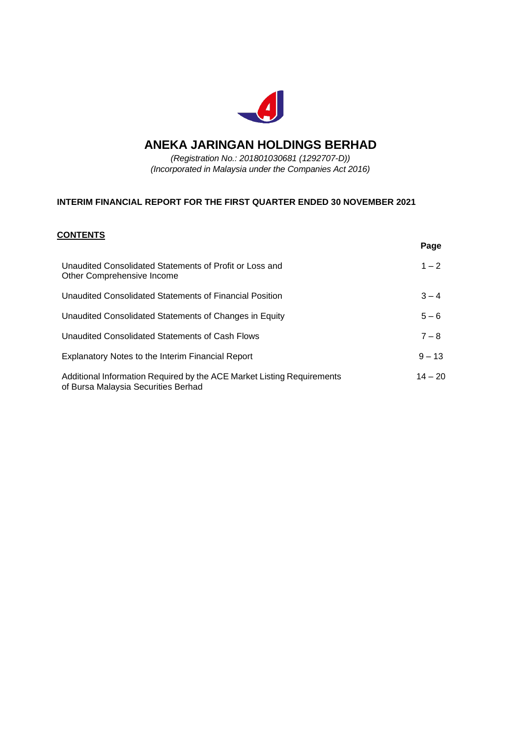# ANEKA JARINGAN HOLDINGS BERHAD

*(Registration No.: 201801030681 (1292707-D))*
*(Incorporated in Malaysia under the Companies Act 2016)*

**INTERIM FINANCIAL REPORT FOR THE FIRST QUARTER ENDED 30 NOVEMBER 2021**

**CONTENTS**

| | Page |
|---|---|
| Unaudited Consolidated Statements of Profit or Loss and Other Comprehensive Income | 1 – 2 |
| Unaudited Consolidated Statements of Financial Position | 3 – 4 |
| Unaudited Consolidated Statements of Changes in Equity | 5 – 6 |
| Unaudited Consolidated Statements of Cash Flows | 7 – 8 |
| Explanatory Notes to the Interim Financial Report | 9 – 13 |
| Additional Information Required by the ACE Market Listing Requirements of Bursa Malaysia Securities Berhad | 14 – 20 |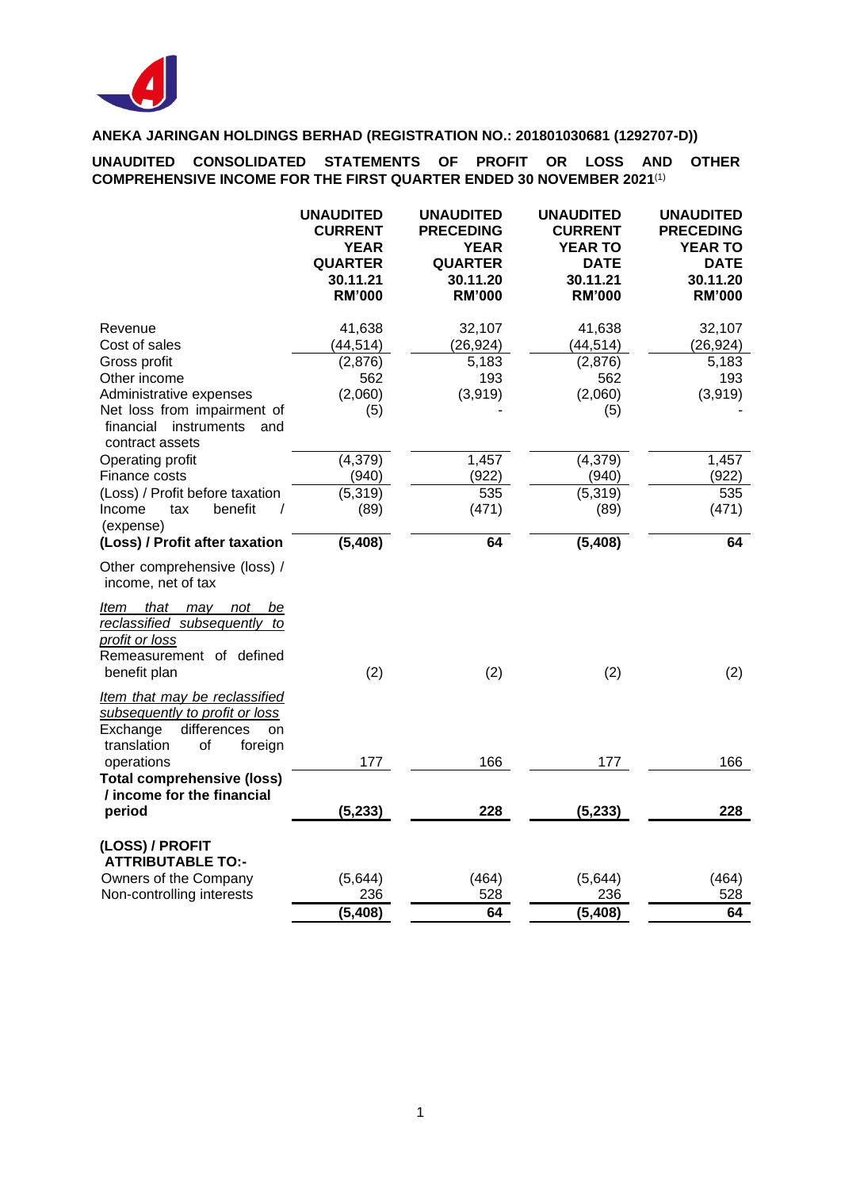**ANEKA JARINGAN HOLDINGS BERHAD (REGISTRATION NO.: 201801030681 (1292707-D))**

**UNAUDITED CONSOLIDATED STATEMENTS OF PROFIT OR LOSS AND OTHER COMPREHENSIVE INCOME FOR THE FIRST QUARTER ENDED 30 NOVEMBER 2021**[(1)]

| | UNAUDITED CURRENT YEAR QUARTER 30.11.21 RM'000 | UNAUDITED PRECEDING YEAR QUARTER 30.11.20 RM'000 | UNAUDITED CURRENT YEAR TO DATE 30.11.21 RM'000 | UNAUDITED PRECEDING YEAR TO DATE 30.11.20 RM'000 |
|---|---|---|---|---|
| Revenue | 41,638 | 32,107 | 41,638 | 32,107 |
| Cost of sales | (44,514) | (26,924) | (44,514) | (26,924) |
| Gross profit | (2,876) | 5,183 | (2,876) | 5,183 |
| Other income | 562 | 193 | 562 | 193 |
| Administrative expenses | (2,060) | (3,919) | (2,060) | (3,919) |
| Net loss from impairment of financial instruments and contract assets | (5) | - | (5) | - |
| Operating profit | (4,379) | 1,457 | (4,379) | 1,457 |
| Finance costs | (940) | (922) | (940) | (922) |
| (Loss) / Profit before taxation | (5,319) | 535 | (5,319) | 535 |
| Income tax benefit / (expense) | (89) | (471) | (89) | (471) |
| **(Loss) / Profit after taxation** | **(5,408)** | **64** | **(5,408)** | **64** |
| Other comprehensive (loss) / income, net of tax | | | | |
| *Item that may not be reclassified subsequently to profit or loss* | | | | |
| Remeasurement of defined benefit plan | (2) | (2) | (2) | (2) |
| *Item that may be reclassified subsequently to profit or loss* | | | | |
| Exchange differences on translation of foreign operations | 177 | 166 | 177 | 166 |
| **Total comprehensive (loss) / income for the financial period** | **(5,233)** | **228** | **(5,233)** | **228** |
| **(LOSS) / PROFIT ATTRIBUTABLE TO:-** | | | | |
| Owners of the Company | (5,644) | (464) | (5,644) | (464) |
| Non-controlling interests | 236 | 528 | 236 | 528 |
| | **(5,408)** | **64** | **(5,408)** | **64** |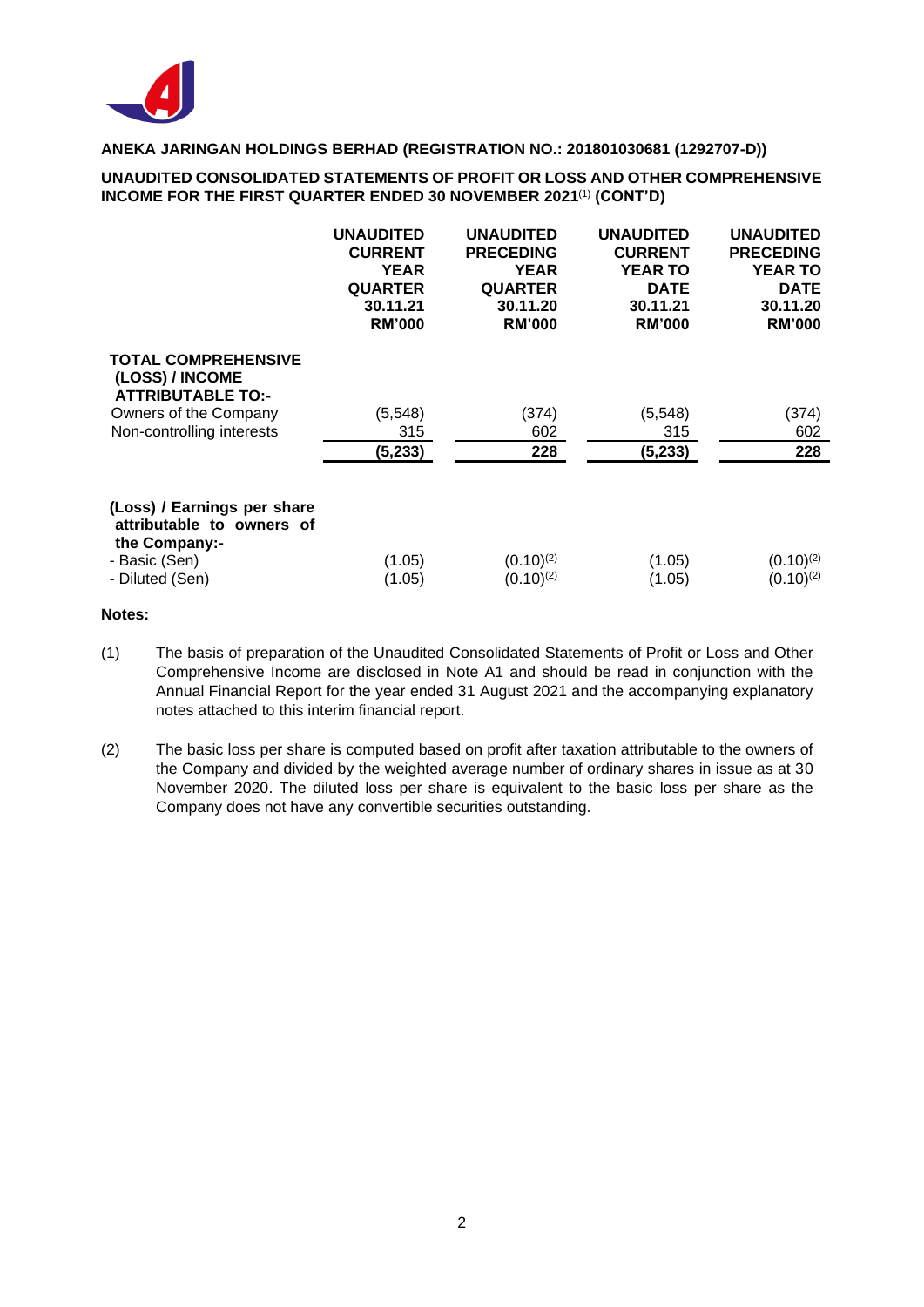**ANEKA JARINGAN HOLDINGS BERHAD (REGISTRATION NO.: 201801030681 (1292707-D))**

**UNAUDITED CONSOLIDATED STATEMENTS OF PROFIT OR LOSS AND OTHER COMPREHENSIVE INCOME FOR THE FIRST QUARTER ENDED 30 NOVEMBER 2021[(1)] (CONT'D)**

| | UNAUDITED CURRENT YEAR QUARTER 30.11.21 RM'000 | UNAUDITED PRECEDING YEAR QUARTER 30.11.20 RM'000 | UNAUDITED CURRENT YEAR TO DATE 30.11.21 RM'000 | UNAUDITED PRECEDING YEAR TO DATE 30.11.20 RM'000 |
|---|---|---|---|---|
| **TOTAL COMPREHENSIVE (LOSS) / INCOME ATTRIBUTABLE TO:-** | | | | |
| Owners of the Company | (5,548) | (374) | (5,548) | (374) |
| Non-controlling interests | 315 | 602 | 315 | 602 |
| | **(5,233)** | **228** | **(5,233)** | **228** |
| **(Loss) / Earnings per share attributable to owners of the Company:-** | | | | |
| - Basic (Sen) | (1.05) | (0.10)[(2)] | (1.05) | (0.10)[(2)] |
| - Diluted (Sen) | (1.05) | (0.10)[(2)] | (1.05) | (0.10)[(2)] |

**Notes:**

(1) The basis of preparation of the Unaudited Consolidated Statements of Profit or Loss and Other Comprehensive Income are disclosed in Note A1 and should be read in conjunction with the Annual Financial Report for the year ended 31 August 2021 and the accompanying explanatory notes attached to this interim financial report.

(2) The basic loss per share is computed based on profit after taxation attributable to the owners of the Company and divided by the weighted average number of ordinary shares in issue as at 30 November 2020. The diluted loss per share is equivalent to the basic loss per share as the Company does not have any convertible securities outstanding.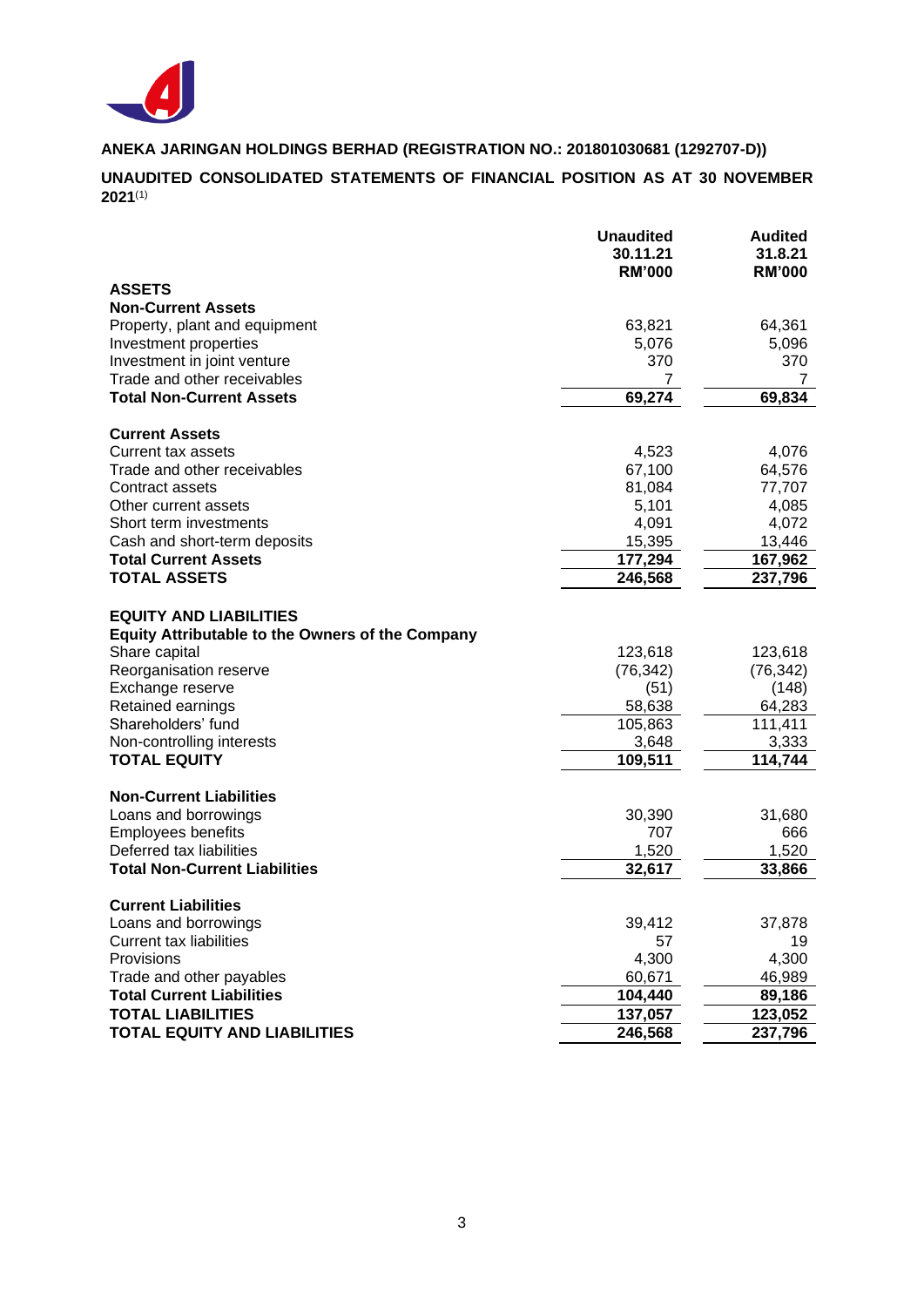**ANEKA JARINGAN HOLDINGS BERHAD (REGISTRATION NO.: 201801030681 (1292707-D))**

**UNAUDITED CONSOLIDATED STATEMENTS OF FINANCIAL POSITION AS AT 30 NOVEMBER 2021**[(1)]

| | Unaudited 30.11.21 RM'000 | Audited 31.8.21 RM'000 |
|---|---|---|
| **ASSETS** | | |
| **Non-Current Assets** | | |
| Property, plant and equipment | 63,821 | 64,361 |
| Investment properties | 5,076 | 5,096 |
| Investment in joint venture | 370 | 370 |
| Trade and other receivables | 7 | 7 |
| **Total Non-Current Assets** | **69,274** | **69,834** |
| | | |
| **Current Assets** | | |
| Current tax assets | 4,523 | 4,076 |
| Trade and other receivables | 67,100 | 64,576 |
| Contract assets | 81,084 | 77,707 |
| Other current assets | 5,101 | 4,085 |
| Short term investments | 4,091 | 4,072 |
| Cash and short-term deposits | 15,395 | 13,446 |
| **Total Current Assets** | **177,294** | **167,962** |
| **TOTAL ASSETS** | **246,568** | **237,796** |
| | | |
| **EQUITY AND LIABILITIES** | | |
| **Equity Attributable to the Owners of the Company** | | |
| Share capital | 123,618 | 123,618 |
| Reorganisation reserve | (76,342) | (76,342) |
| Exchange reserve | (51) | (148) |
| Retained earnings | 58,638 | 64,283 |
| Shareholders' fund | 105,863 | 111,411 |
| Non-controlling interests | 3,648 | 3,333 |
| **TOTAL EQUITY** | **109,511** | **114,744** |
| | | |
| **Non-Current Liabilities** | | |
| Loans and borrowings | 30,390 | 31,680 |
| Employees benefits | 707 | 666 |
| Deferred tax liabilities | 1,520 | 1,520 |
| **Total Non-Current Liabilities** | **32,617** | **33,866** |
| | | |
| **Current Liabilities** | | |
| Loans and borrowings | 39,412 | 37,878 |
| Current tax liabilities | 57 | 19 |
| Provisions | 4,300 | 4,300 |
| Trade and other payables | 60,671 | 46,989 |
| **Total Current Liabilities** | **104,440** | **89,186** |
| **TOTAL LIABILITIES** | **137,057** | **123,052** |
| **TOTAL EQUITY AND LIABILITIES** | **246,568** | **237,796** |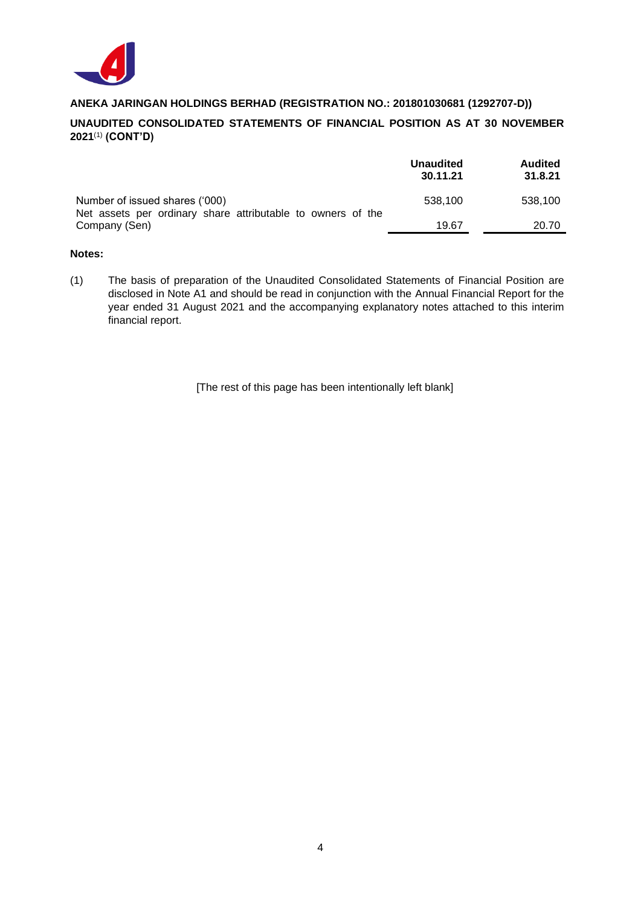**ANEKA JARINGAN HOLDINGS BERHAD (REGISTRATION NO.: 201801030681 (1292707-D))**

**UNAUDITED CONSOLIDATED STATEMENTS OF FINANCIAL POSITION AS AT 30 NOVEMBER 2021**(1) **(CONT'D)**

| | Unaudited 30.11.21 | Audited 31.8.21 |
|---|---|---|
| Number of issued shares ('000) | 538,100 | 538,100 |
| Net assets per ordinary share attributable to owners of the Company (Sen) | 19.67 | 20.70 |

**Notes:**

(1) The basis of preparation of the Unaudited Consolidated Statements of Financial Position are disclosed in Note A1 and should be read in conjunction with the Annual Financial Report for the year ended 31 August 2021 and the accompanying explanatory notes attached to this interim financial report.

[The rest of this page has been intentionally left blank]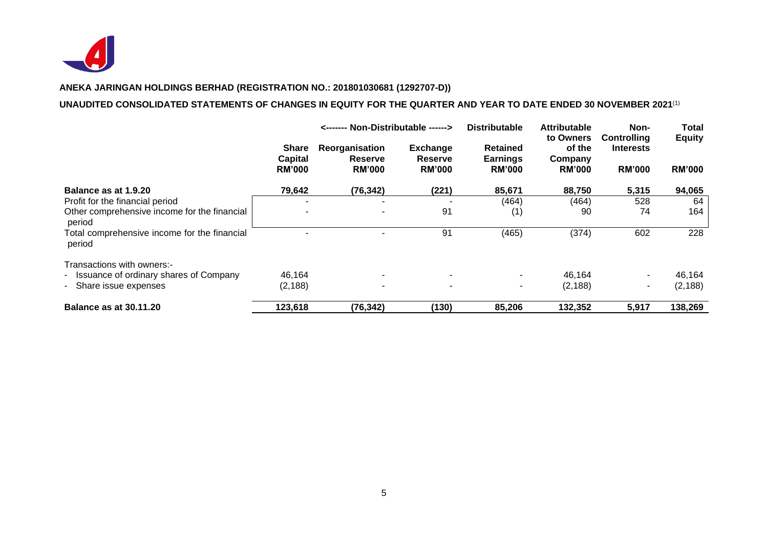**ANEKA JARINGAN HOLDINGS BERHAD (REGISTRATION NO.: 201801030681 (1292707-D))**

**UNAUDITED CONSOLIDATED STATEMENTS OF CHANGES IN EQUITY FOR THE QUARTER AND YEAR TO DATE ENDED 30 NOVEMBER 2021**(1)

| | | <------- Non-Distributable ------> | | Distributable | | | |
|---|---|---|---|---|---|---|---|
| | Share Capital RM'000 | Reorganisation Reserve RM'000 | Exchange Reserve RM'000 | Retained Earnings RM'000 | Attributable to Owners of the Company RM'000 | Non-Controlling Interests RM'000 | Total Equity RM'000 |
| **Balance as at 1.9.20** | **79,642** | **(76,342)** | **(221)** | **85,671** | **88,750** | **5,315** | **94,065** |
| Profit for the financial period | - | - | - | (464) | (464) | 528 | 64 |
| Other comprehensive income for the financial period | - | - | 91 | (1) | 90 | 74 | 164 |
| Total comprehensive income for the financial period | - | - | 91 | (465) | (374) | 602 | 228 |
| Transactions with owners:- | | | | | | | |
| - Issuance of ordinary shares of Company | 46,164 | - | - | - | 46,164 | - | 46,164 |
| - Share issue expenses | (2,188) | - | - | - | (2,188) | - | (2,188) |
| **Balance as at 30.11.20** | **123,618** | **(76,342)** | **(130)** | **85,206** | **132,352** | **5,917** | **138,269** |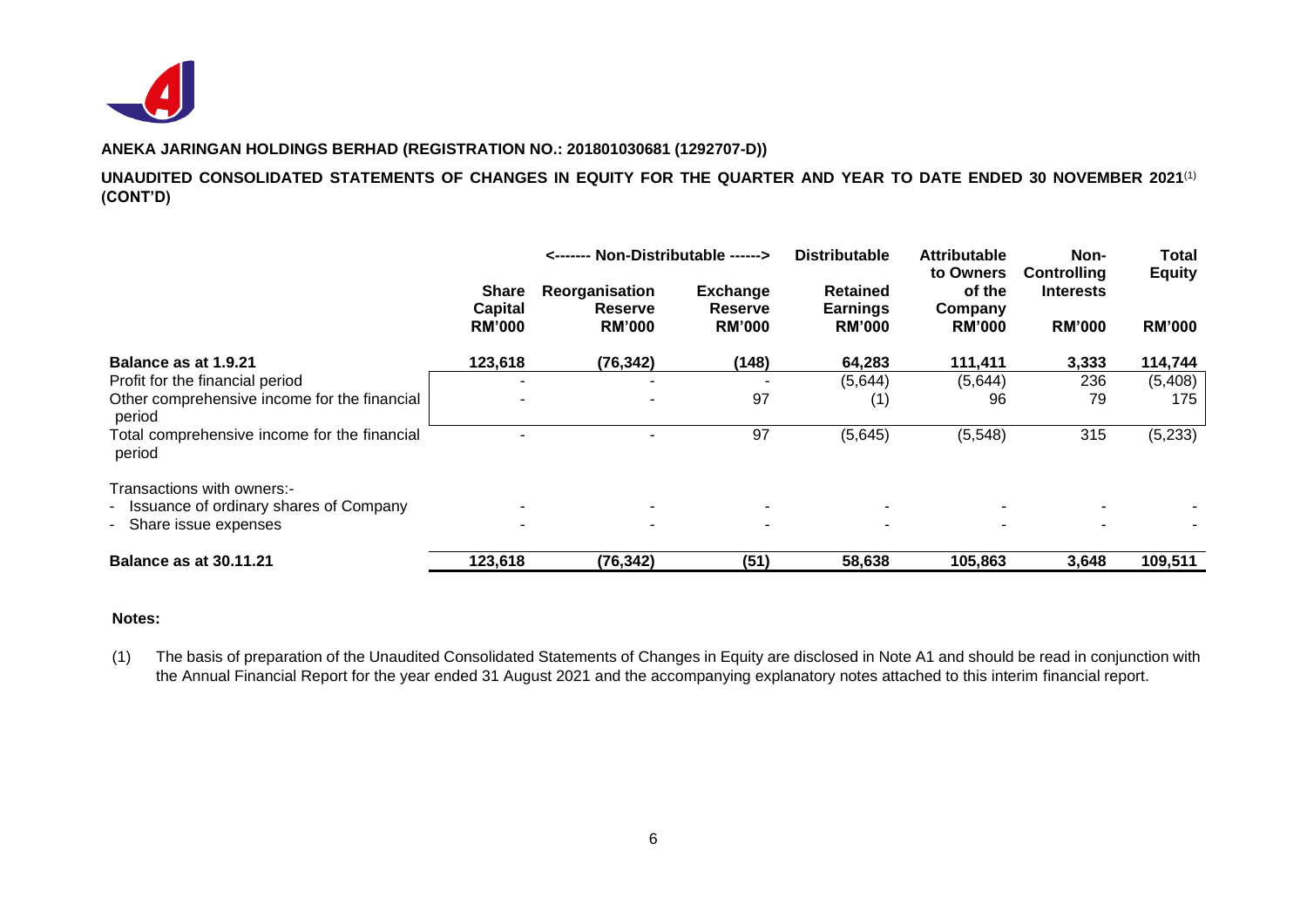**ANEKA JARINGAN HOLDINGS BERHAD (REGISTRATION NO.: 201801030681 (1292707-D))**

**UNAUDITED CONSOLIDATED STATEMENTS OF CHANGES IN EQUITY FOR THE QUARTER AND YEAR TO DATE ENDED 30 NOVEMBER 2021**[1] **(CONT'D)**

| | <------- Non-Distributable ------> | | | Distributable | Attributable to Owners of the Company | Non-Controlling Interests | Total Equity |
|---|---|---|---|---|---|---|---|
| | Share Capital | Reorganisation Reserve | Exchange Reserve | Retained Earnings | | | |
| | RM'000 | RM'000 | RM'000 | RM'000 | RM'000 | RM'000 | RM'000 |
| **Balance as at 1.9.21** | **123,618** | **(76,342)** | **(148)** | **64,283** | **111,411** | **3,333** | **114,744** |
| Profit for the financial period | - | - | - | (5,644) | (5,644) | 236 | (5,408) |
| Other comprehensive income for the financial period | - | - | 97 | (1) | 96 | 79 | 175 |
| Total comprehensive income for the financial period | - | - | 97 | (5,645) | (5,548) | 315 | (5,233) |
| Transactions with owners:- | | | | | | | |
| - Issuance of ordinary shares of Company | - | - | - | - | - | - | - |
| - Share issue expenses | - | - | - | - | - | - | - |
| **Balance as at 30.11.21** | **123,618** | **(76,342)** | **(51)** | **58,638** | **105,863** | **3,648** | **109,511** |

**Notes:**

(1) The basis of preparation of the Unaudited Consolidated Statements of Changes in Equity are disclosed in Note A1 and should be read in conjunction with the Annual Financial Report for the year ended 31 August 2021 and the accompanying explanatory notes attached to this interim financial report.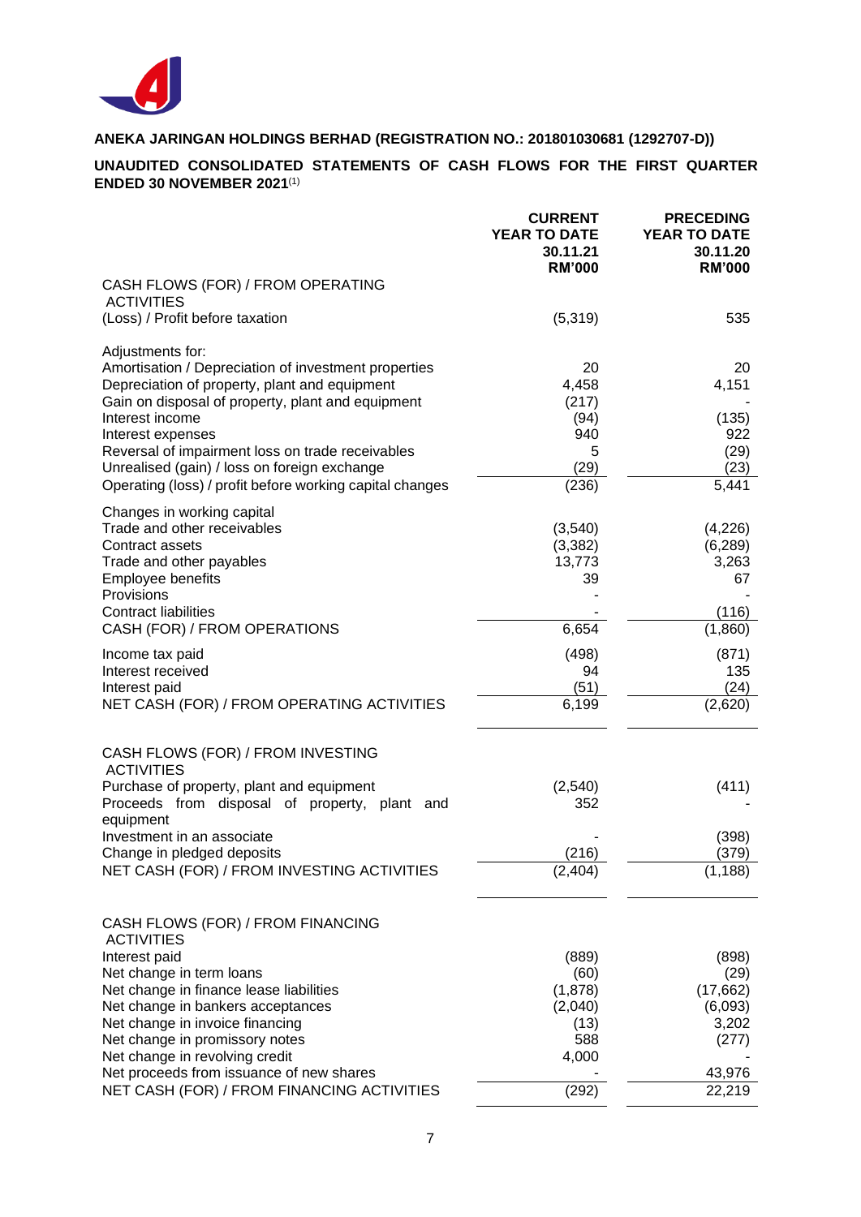**ANEKA JARINGAN HOLDINGS BERHAD (REGISTRATION NO.: 201801030681 (1292707-D))**

**UNAUDITED CONSOLIDATED STATEMENTS OF CASH FLOWS FOR THE FIRST QUARTER ENDED 30 NOVEMBER 2021**[1]

| | CURRENT YEAR TO DATE 30.11.21 RM'000 | PRECEDING YEAR TO DATE 30.11.20 RM'000 |
|---|---|---|
| CASH FLOWS (FOR) / FROM OPERATING ACTIVITIES | | |
| (Loss) / Profit before taxation | (5,319) | 535 |
| Adjustments for: | | |
| Amortisation / Depreciation of investment properties | 20 | 20 |
| Depreciation of property, plant and equipment | 4,458 | 4,151 |
| Gain on disposal of property, plant and equipment | (217) | - |
| Interest income | (94) | (135) |
| Interest expenses | 940 | 922 |
| Reversal of impairment loss on trade receivables | 5 | (29) |
| Unrealised (gain) / loss on foreign exchange | (29) | (23) |
| Operating (loss) / profit before working capital changes | (236) | 5,441 |
| Changes in working capital | | |
| Trade and other receivables | (3,540) | (4,226) |
| Contract assets | (3,382) | (6,289) |
| Trade and other payables | 13,773 | 3,263 |
| Employee benefits | 39 | 67 |
| Provisions | - | - |
| Contract liabilities | - | (116) |
| CASH (FOR) / FROM OPERATIONS | 6,654 | (1,860) |
| Income tax paid | (498) | (871) |
| Interest received | 94 | 135 |
| Interest paid | (51) | (24) |
| NET CASH (FOR) / FROM OPERATING ACTIVITIES | 6,199 | (2,620) |
| CASH FLOWS (FOR) / FROM INVESTING ACTIVITIES | | |
| Purchase of property, plant and equipment | (2,540) | (411) |
| Proceeds from disposal of property, plant and equipment | 352 | - |
| Investment in an associate | - | (398) |
| Change in pledged deposits | (216) | (379) |
| NET CASH (FOR) / FROM INVESTING ACTIVITIES | (2,404) | (1,188) |
| CASH FLOWS (FOR) / FROM FINANCING ACTIVITIES | | |
| Interest paid | (889) | (898) |
| Net change in term loans | (60) | (29) |
| Net change in finance lease liabilities | (1,878) | (17,662) |
| Net change in bankers acceptances | (2,040) | (6,093) |
| Net change in invoice financing | (13) | 3,202 |
| Net change in promissory notes | 588 | (277) |
| Net change in revolving credit | 4,000 | - |
| Net proceeds from issuance of new shares | - | 43,976 |
| NET CASH (FOR) / FROM FINANCING ACTIVITIES | (292) | 22,219 |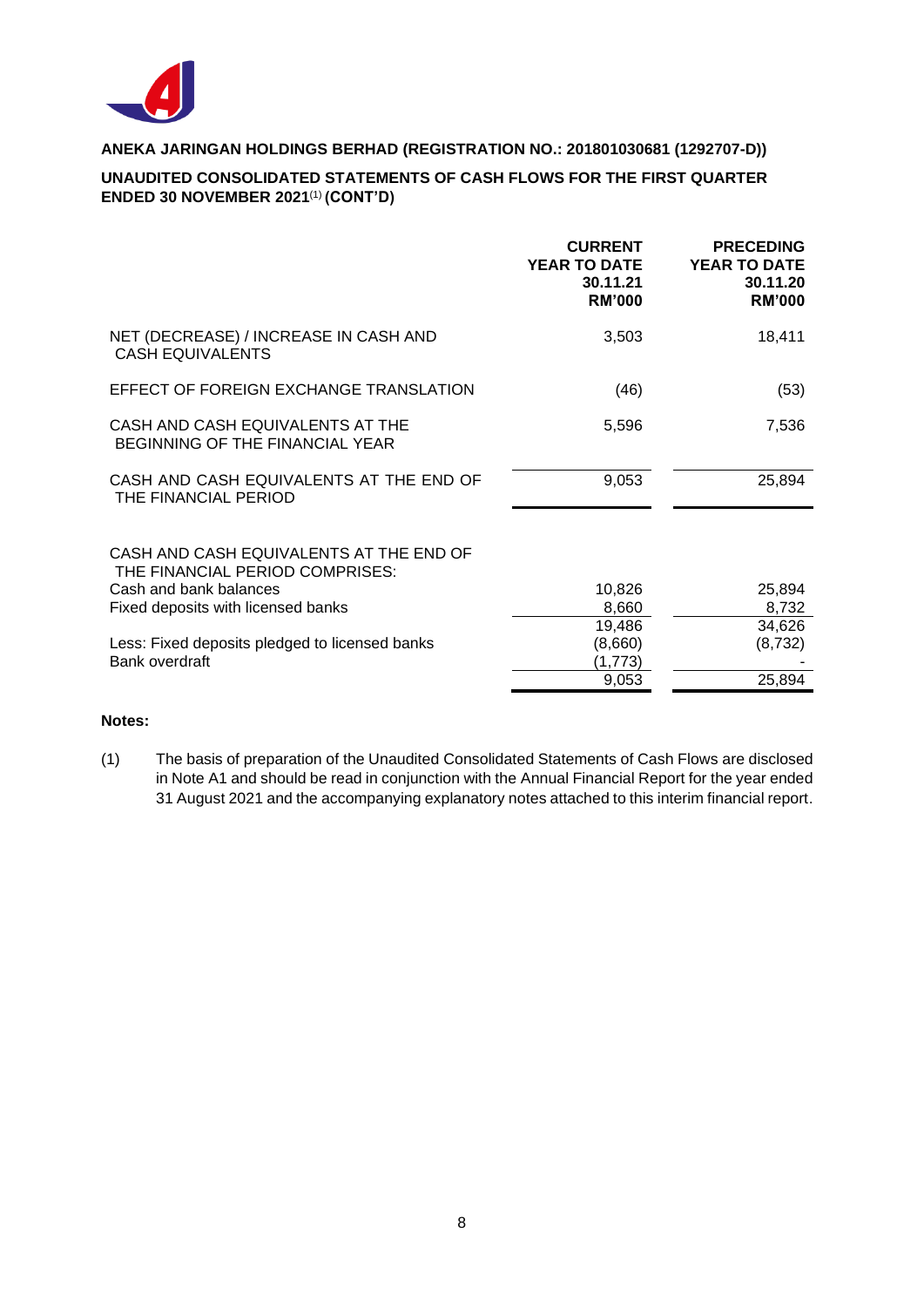**ANEKA JARINGAN HOLDINGS BERHAD (REGISTRATION NO.: 201801030681 (1292707-D))**

**UNAUDITED CONSOLIDATED STATEMENTS OF CASH FLOWS FOR THE FIRST QUARTER ENDED 30 NOVEMBER 2021[(1)] (CONT'D)**

| | CURRENT YEAR TO DATE 30.11.21 RM'000 | PRECEDING YEAR TO DATE 30.11.20 RM'000 |
|---|---|---|
| NET (DECREASE) / INCREASE IN CASH AND CASH EQUIVALENTS | 3,503 | 18,411 |
| EFFECT OF FOREIGN EXCHANGE TRANSLATION | (46) | (53) |
| CASH AND CASH EQUIVALENTS AT THE BEGINNING OF THE FINANCIAL YEAR | 5,596 | 7,536 |
| CASH AND CASH EQUIVALENTS AT THE END OF THE FINANCIAL PERIOD | 9,053 | 25,894 |
| | | |
| CASH AND CASH EQUIVALENTS AT THE END OF THE FINANCIAL PERIOD COMPRISES: | | |
| Cash and bank balances | 10,826 | 25,894 |
| Fixed deposits with licensed banks | 8,660 | 8,732 |
| | 19,486 | 34,626 |
| Less: Fixed deposits pledged to licensed banks | (8,660) | (8,732) |
| Bank overdraft | (1,773) | - |
| | 9,053 | 25,894 |

**Notes:**

(1) The basis of preparation of the Unaudited Consolidated Statements of Cash Flows are disclosed in Note A1 and should be read in conjunction with the Annual Financial Report for the year ended 31 August 2021 and the accompanying explanatory notes attached to this interim financial report.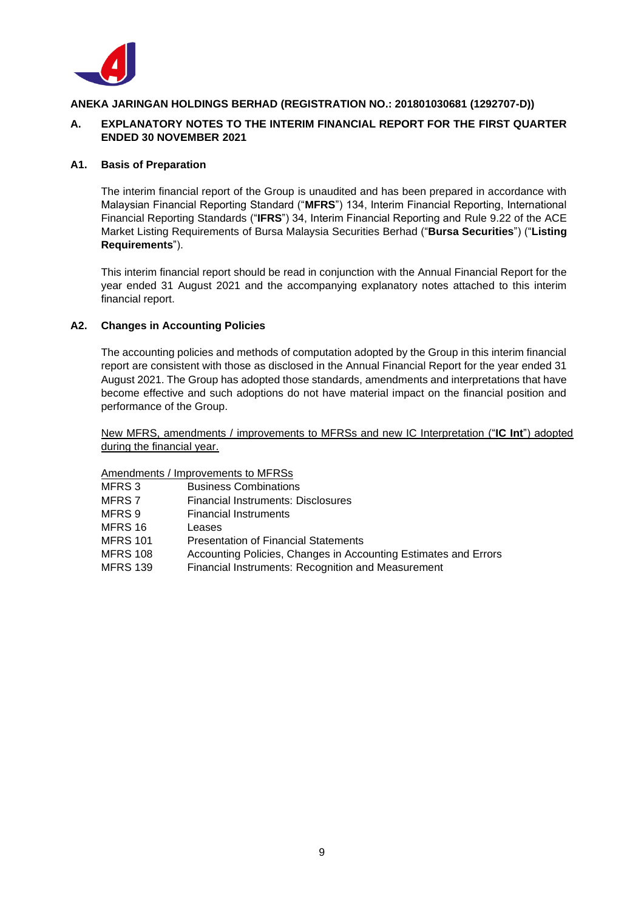**ANEKA JARINGAN HOLDINGS BERHAD (REGISTRATION NO.: 201801030681 (1292707-D))**

## A. EXPLANATORY NOTES TO THE INTERIM FINANCIAL REPORT FOR THE FIRST QUARTER ENDED 30 NOVEMBER 2021

### A1. Basis of Preparation

The interim financial report of the Group is unaudited and has been prepared in accordance with Malaysian Financial Reporting Standard ("**MFRS**") 134, Interim Financial Reporting, International Financial Reporting Standards ("**IFRS**") 34, Interim Financial Reporting and Rule 9.22 of the ACE Market Listing Requirements of Bursa Malaysia Securities Berhad ("**Bursa Securities**") ("**Listing Requirements**").

This interim financial report should be read in conjunction with the Annual Financial Report for the year ended 31 August 2021 and the accompanying explanatory notes attached to this interim financial report.

### A2. Changes in Accounting Policies

The accounting policies and methods of computation adopted by the Group in this interim financial report are consistent with those as disclosed in the Annual Financial Report for the year ended 31 August 2021. The Group has adopted those standards, amendments and interpretations that have become effective and such adoptions do not have material impact on the financial position and performance of the Group.

<u>New MFRS, amendments / improvements to MFRSs and new IC Interpretation ("**IC Int**") adopted during the financial year.</u>

<u>Amendments / Improvements to MFRSs</u>

| | |
|---|---|
| MFRS 3 | Business Combinations |
| MFRS 7 | Financial Instruments: Disclosures |
| MFRS 9 | Financial Instruments |
| MFRS 16 | Leases |
| MFRS 101 | Presentation of Financial Statements |
| MFRS 108 | Accounting Policies, Changes in Accounting Estimates and Errors |
| MFRS 139 | Financial Instruments: Recognition and Measurement |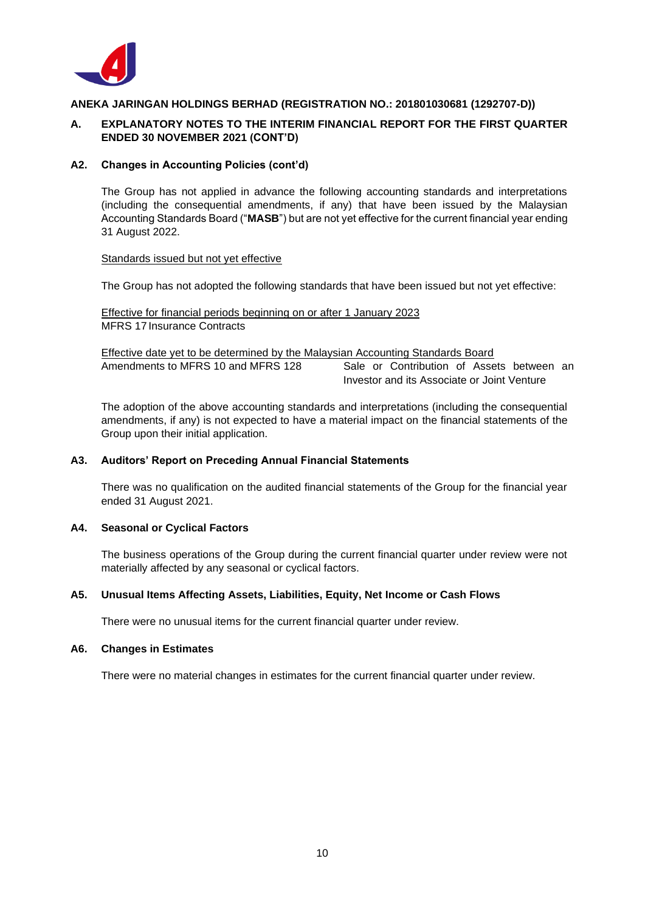**ANEKA JARINGAN HOLDINGS BERHAD (REGISTRATION NO.: 201801030681 (1292707-D))**

## A. EXPLANATORY NOTES TO THE INTERIM FINANCIAL REPORT FOR THE FIRST QUARTER ENDED 30 NOVEMBER 2021 (CONT'D)

### A2. Changes in Accounting Policies (cont'd)

The Group has not applied in advance the following accounting standards and interpretations (including the consequential amendments, if any) that have been issued by the Malaysian Accounting Standards Board ("**MASB**") but are not yet effective for the current financial year ending 31 August 2022.

Standards issued but not yet effective

The Group has not adopted the following standards that have been issued but not yet effective:

Effective for financial periods beginning on or after 1 January 2023
MFRS 17 Insurance Contracts

Effective date yet to be determined by the Malaysian Accounting Standards Board

| | |
|---|---|
| Amendments to MFRS 10 and MFRS 128 | Sale or Contribution of Assets between an Investor and its Associate or Joint Venture |

The adoption of the above accounting standards and interpretations (including the consequential amendments, if any) is not expected to have a material impact on the financial statements of the Group upon their initial application.

### A3. Auditors' Report on Preceding Annual Financial Statements

There was no qualification on the audited financial statements of the Group for the financial year ended 31 August 2021.

### A4. Seasonal or Cyclical Factors

The business operations of the Group during the current financial quarter under review were not materially affected by any seasonal or cyclical factors.

### A5. Unusual Items Affecting Assets, Liabilities, Equity, Net Income or Cash Flows

There were no unusual items for the current financial quarter under review.

### A6. Changes in Estimates

There were no material changes in estimates for the current financial quarter under review.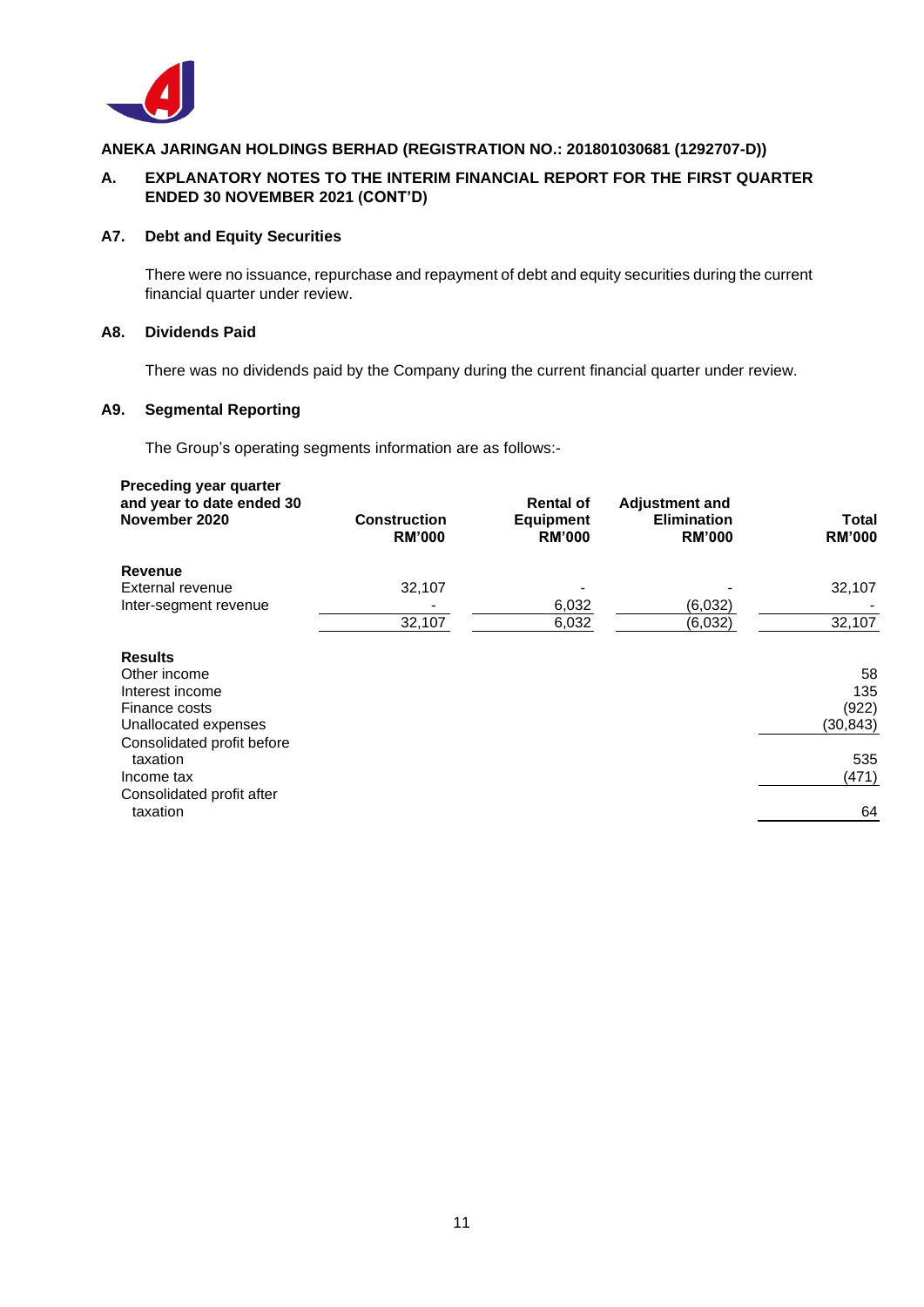**ANEKA JARINGAN HOLDINGS BERHAD (REGISTRATION NO.: 201801030681 (1292707-D))**

## A. EXPLANATORY NOTES TO THE INTERIM FINANCIAL REPORT FOR THE FIRST QUARTER ENDED 30 NOVEMBER 2021 (CONT'D)

### A7. Debt and Equity Securities

There were no issuance, repurchase and repayment of debt and equity securities during the current financial quarter under review.

### A8. Dividends Paid

There was no dividends paid by the Company during the current financial quarter under review.

### A9. Segmental Reporting

The Group's operating segments information are as follows:-

| Preceding year quarter and year to date ended 30 November 2020 | Construction RM'000 | Rental of Equipment RM'000 | Adjustment and Elimination RM'000 | Total RM'000 |
|---|---|---|---|---|
| **Revenue** | | | | |
| External revenue | 32,107 | - | - | 32,107 |
| Inter-segment revenue | - | 6,032 | (6,032) | - |
| | 32,107 | 6,032 | (6,032) | 32,107 |
| **Results** | | | | |
| Other income | | | | 58 |
| Interest income | | | | 135 |
| Finance costs | | | | (922) |
| Unallocated expenses | | | | (30,843) |
| Consolidated profit before taxation | | | | 535 |
| Income tax | | | | (471) |
| Consolidated profit after taxation | | | | 64 |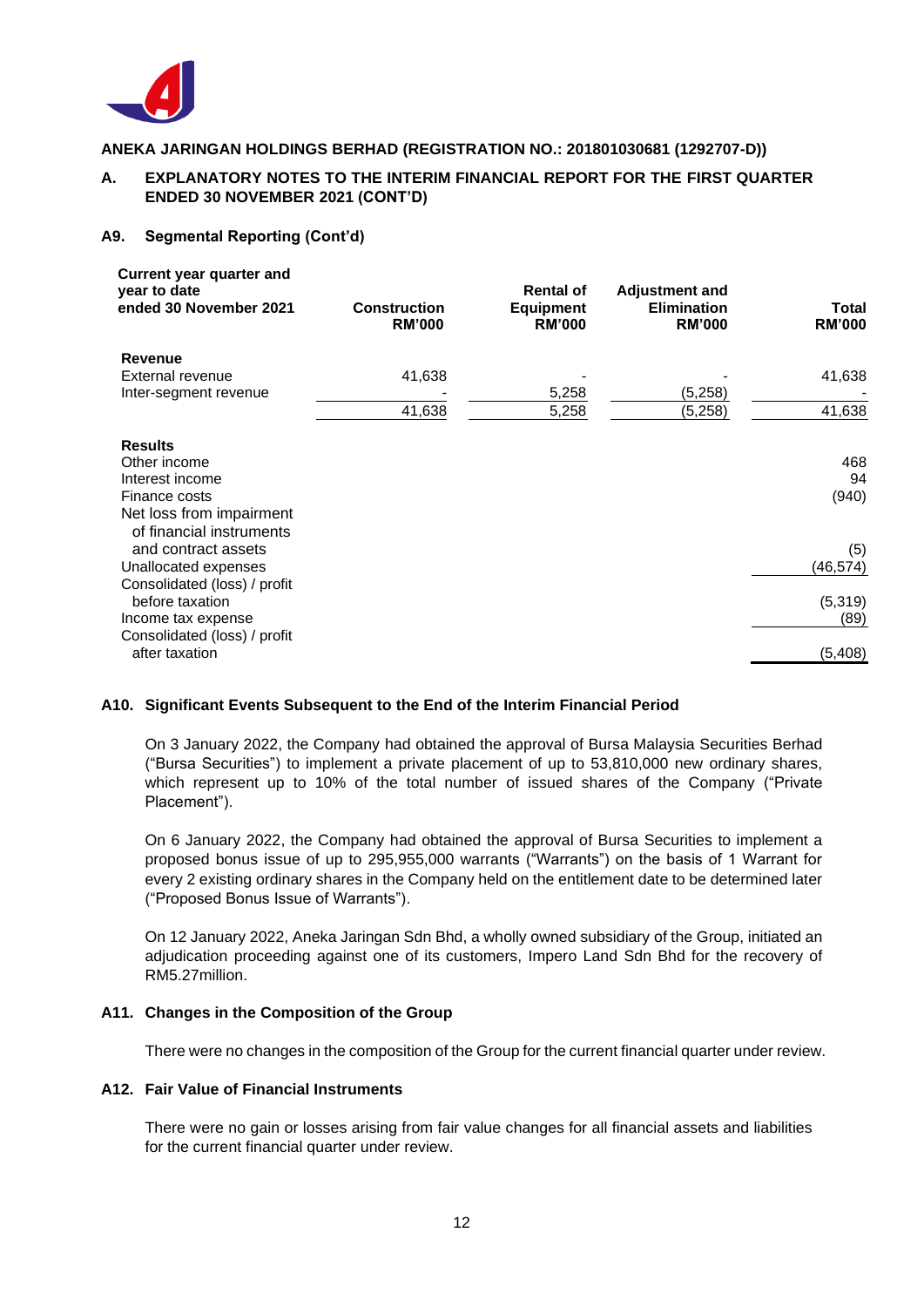**ANEKA JARINGAN HOLDINGS BERHAD (REGISTRATION NO.: 201801030681 (1292707-D))**

## A. EXPLANATORY NOTES TO THE INTERIM FINANCIAL REPORT FOR THE FIRST QUARTER ENDED 30 NOVEMBER 2021 (CONT'D)

### A9. Segmental Reporting (Cont'd)

| Current year quarter and year to date ended 30 November 2021 | Construction RM'000 | Rental of Equipment RM'000 | Adjustment and Elimination RM'000 | Total RM'000 |
|---|---|---|---|---|
| **Revenue** | | | | |
| External revenue | 41,638 | - | - | 41,638 |
| Inter-segment revenue | - | 5,258 | (5,258) | - |
| | 41,638 | 5,258 | (5,258) | 41,638 |
| **Results** | | | | |
| Other income | | | | 468 |
| Interest income | | | | 94 |
| Finance costs | | | | (940) |
| Net loss from impairment of financial instruments and contract assets | | | | (5) |
| Unallocated expenses | | | | (46,574) |
| Consolidated (loss) / profit before taxation | | | | (5,319) |
| Income tax expense | | | | (89) |
| Consolidated (loss) / profit after taxation | | | | (5,408) |

### A10. Significant Events Subsequent to the End of the Interim Financial Period

On 3 January 2022, the Company had obtained the approval of Bursa Malaysia Securities Berhad ("Bursa Securities") to implement a private placement of up to 53,810,000 new ordinary shares, which represent up to 10% of the total number of issued shares of the Company ("Private Placement").

On 6 January 2022, the Company had obtained the approval of Bursa Securities to implement a proposed bonus issue of up to 295,955,000 warrants ("Warrants") on the basis of 1 Warrant for every 2 existing ordinary shares in the Company held on the entitlement date to be determined later ("Proposed Bonus Issue of Warrants").

On 12 January 2022, Aneka Jaringan Sdn Bhd, a wholly owned subsidiary of the Group, initiated an adjudication proceeding against one of its customers, Impero Land Sdn Bhd for the recovery of RM5.27million.

### A11. Changes in the Composition of the Group

There were no changes in the composition of the Group for the current financial quarter under review.

### A12. Fair Value of Financial Instruments

There were no gain or losses arising from fair value changes for all financial assets and liabilities for the current financial quarter under review.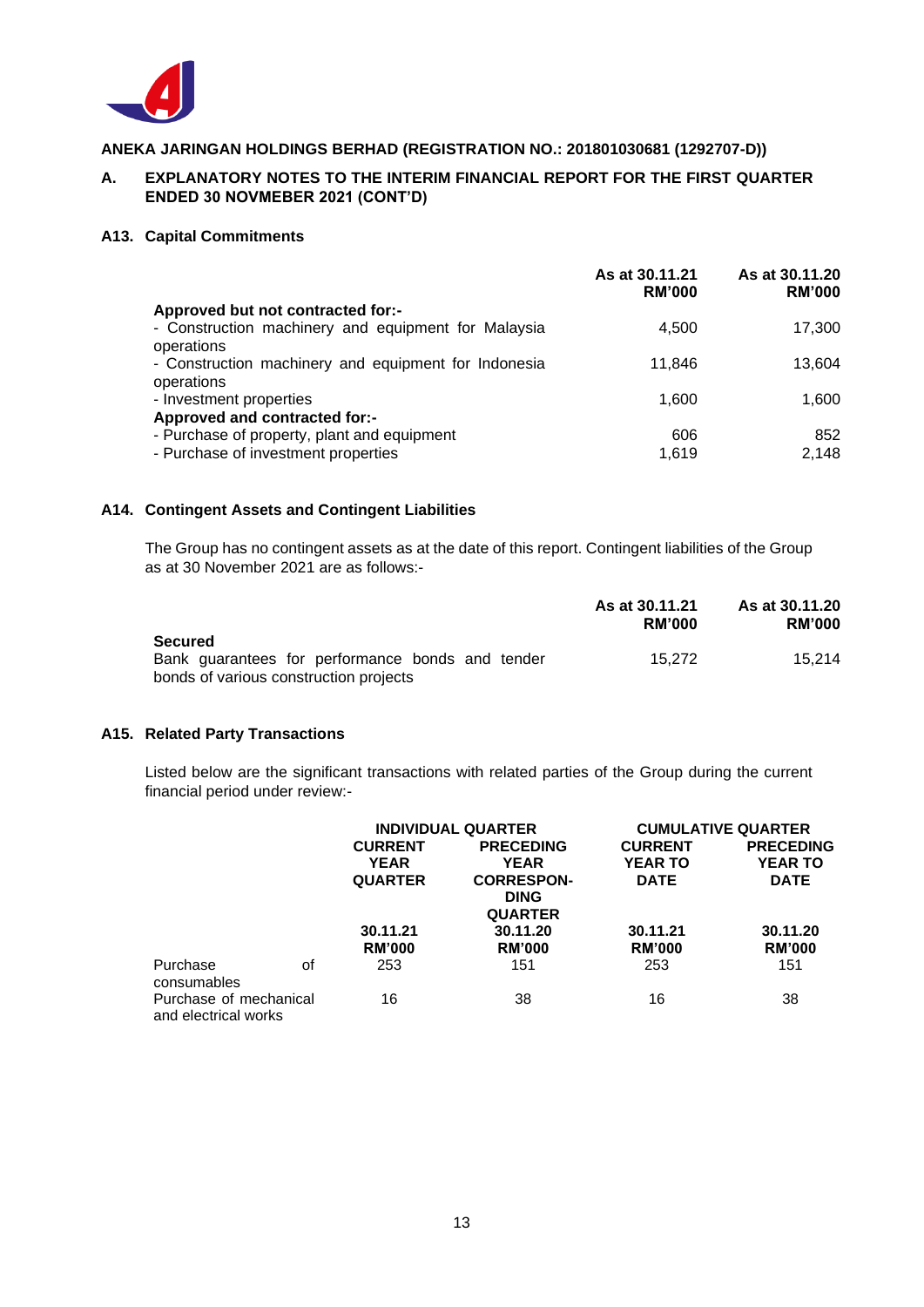**ANEKA JARINGAN HOLDINGS BERHAD (REGISTRATION NO.: 201801030681 (1292707-D))**

**A. EXPLANATORY NOTES TO THE INTERIM FINANCIAL REPORT FOR THE FIRST QUARTER ENDED 30 NOVMEBER 2021 (CONT'D)**

**A13. Capital Commitments**

| | As at 30.11.21 RM'000 | As at 30.11.20 RM'000 |
|---|---|---|
| **Approved but not contracted for:-** | | |
| - Construction machinery and equipment for Malaysia operations | 4,500 | 17,300 |
| - Construction machinery and equipment for Indonesia operations | 11,846 | 13,604 |
| - Investment properties | 1,600 | 1,600 |
| **Approved and contracted for:-** | | |
| - Purchase of property, plant and equipment | 606 | 852 |
| - Purchase of investment properties | 1,619 | 2,148 |

**A14. Contingent Assets and Contingent Liabilities**

The Group has no contingent assets as at the date of this report. Contingent liabilities of the Group as at 30 November 2021 are as follows:-

| | As at 30.11.21 RM'000 | As at 30.11.20 RM'000 |
|---|---|---|
| **Secured** | | |
| Bank guarantees for performance bonds and tender bonds of various construction projects | 15,272 | 15,214 |

**A15. Related Party Transactions**

Listed below are the significant transactions with related parties of the Group during the current financial period under review:-

| | INDIVIDUAL QUARTER | | CUMULATIVE QUARTER | |
|---|---|---|---|---|
| | CURRENT YEAR QUARTER | PRECEDING YEAR CORRESPONDING QUARTER | CURRENT YEAR TO DATE | PRECEDING YEAR TO DATE |
| | 30.11.21 RM'000 | 30.11.20 RM'000 | 30.11.21 RM'000 | 30.11.20 RM'000 |
| Purchase of consumables | 253 | 151 | 253 | 151 |
| Purchase of mechanical and electrical works | 16 | 38 | 16 | 38 |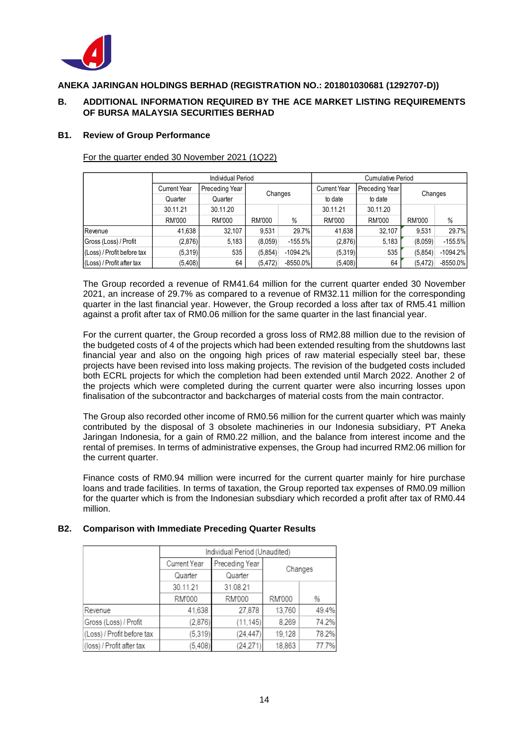**ANEKA JARINGAN HOLDINGS BERHAD (REGISTRATION NO.: 201801030681 (1292707-D))**

## B. ADDITIONAL INFORMATION REQUIRED BY THE ACE MARKET LISTING REQUIREMENTS OF BURSA MALAYSIA SECURITIES BERHAD

### B1. Review of Group Performance

For the quarter ended 30 November 2021 (1Q22)

| | Individual Period | | | | Cumulative Period | | | |
|---|---|---|---|---|---|---|---|---|
| | Current Year Quarter | Preceding Year Quarter | Changes | | Current Year to date | Preceding Year to date | Changes | |
| | 30.11.21 | 30.11.20 | | | 30.11.21 | 30.11.20 | | |
| | RM'000 | RM'000 | RM'000 | % | RM'000 | RM'000 | RM'000 | % |
| Revenue | 41,638 | 32,107 | 9,531 | 29.7% | 41,638 | 32,107 | 9,531 | 29.7% |
| Gross (Loss) / Profit | (2,876) | 5,183 | (8,059) | -155.5% | (2,876) | 5,183 | (8,059) | -155.5% |
| (Loss) / Profit before tax | (5,319) | 535 | (5,854) | -1094.2% | (5,319) | 535 | (5,854) | -1094.2% |
| (Loss) / Profit after tax | (5,408) | 64 | (5,472) | -8550.0% | (5,408) | 64 | (5,472) | -8550.0% |

The Group recorded a revenue of RM41.64 million for the current quarter ended 30 November 2021, an increase of 29.7% as compared to a revenue of RM32.11 million for the corresponding quarter in the last financial year. However, the Group recorded a loss after tax of RM5.41 million against a profit after tax of RM0.06 million for the same quarter in the last financial year.

For the current quarter, the Group recorded a gross loss of RM2.88 million due to the revision of the budgeted costs of 4 of the projects which had been extended resulting from the shutdowns last financial year and also on the ongoing high prices of raw material especially steel bar, these projects have been revised into loss making projects. The revision of the budgeted costs included both ECRL projects for which the completion had been extended until March 2022. Another 2 of the projects which were completed during the current quarter were also incurring losses upon finalisation of the subcontractor and backcharges of material costs from the main contractor.

The Group also recorded other income of RM0.56 million for the current quarter which was mainly contributed by the disposal of 3 obsolete machineries in our Indonesia subsidiary, PT Aneka Jaringan Indonesia, for a gain of RM0.22 million, and the balance from interest income and the rental of premises. In terms of administrative expenses, the Group had incurred RM2.06 million for the current quarter.

Finance costs of RM0.94 million were incurred for the current quarter mainly for hire purchase loans and trade facilities. In terms of taxation, the Group reported tax expenses of RM0.09 million for the quarter which is from the Indonesian subsdiary which recorded a profit after tax of RM0.44 million.

### B2. Comparison with Immediate Preceding Quarter Results

| | Individual Period (Unaudited) | | | |
|---|---|---|---|---|
| | Current Year Quarter | Preceding Year Quarter | Changes | |
| | 30.11.21 | 31.08.21 | | |
| | RM'000 | RM'000 | RM'000 | % |
| Revenue | 41,638 | 27,878 | 13,760 | 49.4% |
| Gross (Loss) / Profit | (2,876) | (11,145) | 8,269 | 74.2% |
| (Loss) / Profit before tax | (5,319) | (24,447) | 19,128 | 78.2% |
| (loss) / Profit after tax | (5,408) | (24,271) | 18,863 | 77.7% |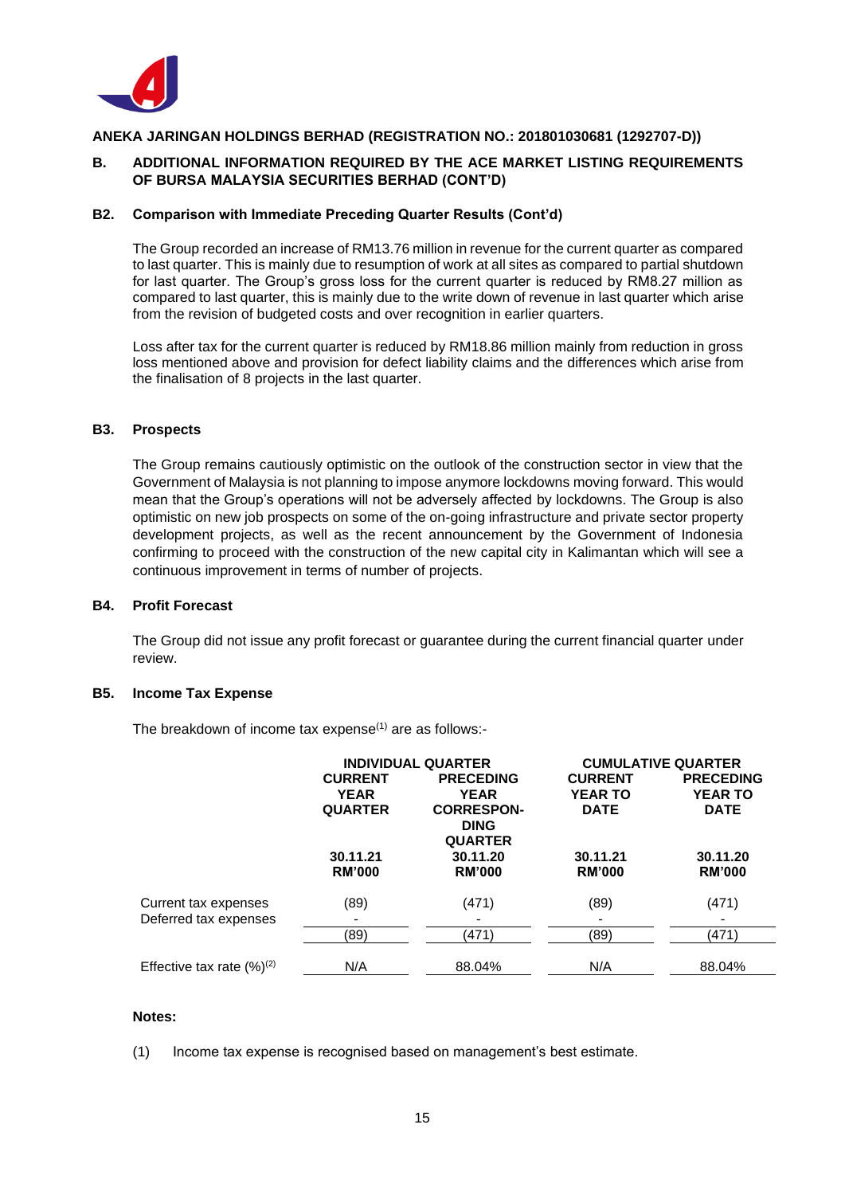**ANEKA JARINGAN HOLDINGS BERHAD (REGISTRATION NO.: 201801030681 (1292707-D))**

## B. ADDITIONAL INFORMATION REQUIRED BY THE ACE MARKET LISTING REQUIREMENTS OF BURSA MALAYSIA SECURITIES BERHAD (CONT'D)

### B2. Comparison with Immediate Preceding Quarter Results (Cont'd)

The Group recorded an increase of RM13.76 million in revenue for the current quarter as compared to last quarter. This is mainly due to resumption of work at all sites as compared to partial shutdown for last quarter. The Group's gross loss for the current quarter is reduced by RM8.27 million as compared to last quarter, this is mainly due to the write down of revenue in last quarter which arise from the revision of budgeted costs and over recognition in earlier quarters.

Loss after tax for the current quarter is reduced by RM18.86 million mainly from reduction in gross loss mentioned above and provision for defect liability claims and the differences which arise from the finalisation of 8 projects in the last quarter.

### B3. Prospects

The Group remains cautiously optimistic on the outlook of the construction sector in view that the Government of Malaysia is not planning to impose anymore lockdowns moving forward. This would mean that the Group's operations will not be adversely affected by lockdowns. The Group is also optimistic on new job prospects on some of the on-going infrastructure and private sector property development projects, as well as the recent announcement by the Government of Indonesia confirming to proceed with the construction of the new capital city in Kalimantan which will see a continuous improvement in terms of number of projects.

### B4. Profit Forecast

The Group did not issue any profit forecast or guarantee during the current financial quarter under review.

### B5. Income Tax Expense

The breakdown of income tax expense[(1)] are as follows:-

| | INDIVIDUAL QUARTER | | CUMULATIVE QUARTER | |
|---|---|---|---|---|
| | CURRENT YEAR QUARTER | PRECEDING YEAR CORRESPONDING QUARTER | CURRENT YEAR TO DATE | PRECEDING YEAR TO DATE |
| | 30.11.21 | 30.11.20 | 30.11.21 | 30.11.20 |
| | RM'000 | RM'000 | RM'000 | RM'000 |
| Current tax expenses | (89) | (471) | (89) | (471) |
| Deferred tax expenses | - | - | - | - |
| | (89) | (471) | (89) | (471) |
| Effective tax rate (%)[(2)] | N/A | 88.04% | N/A | 88.04% |

**Notes:**

(1) Income tax expense is recognised based on management's best estimate.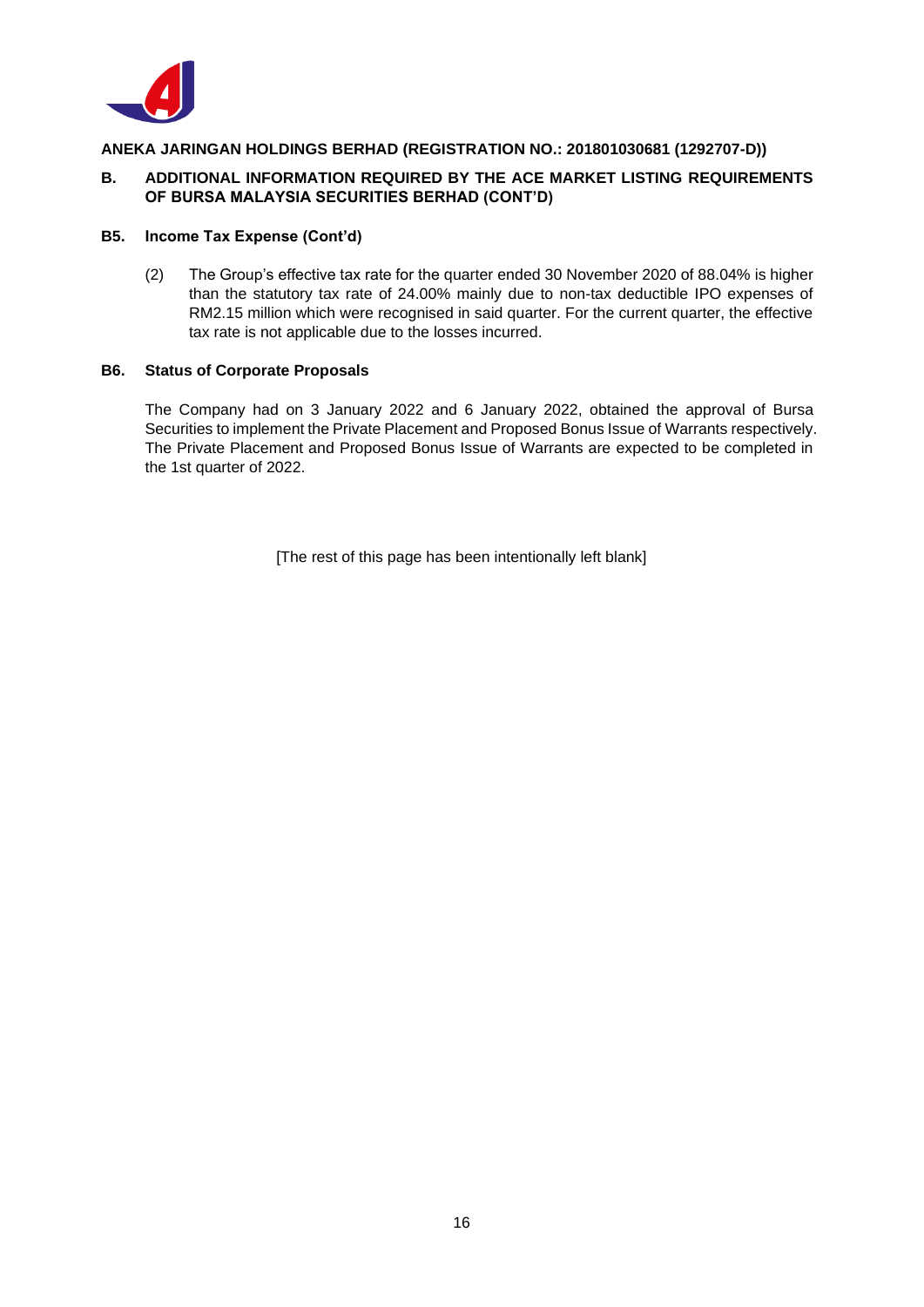**ANEKA JARINGAN HOLDINGS BERHAD (REGISTRATION NO.: 201801030681 (1292707-D))**

## B. ADDITIONAL INFORMATION REQUIRED BY THE ACE MARKET LISTING REQUIREMENTS OF BURSA MALAYSIA SECURITIES BERHAD (CONT'D)

### B5. Income Tax Expense (Cont'd)

(2) The Group's effective tax rate for the quarter ended 30 November 2020 of 88.04% is higher than the statutory tax rate of 24.00% mainly due to non-tax deductible IPO expenses of RM2.15 million which were recognised in said quarter. For the current quarter, the effective tax rate is not applicable due to the losses incurred.

### B6. Status of Corporate Proposals

The Company had on 3 January 2022 and 6 January 2022, obtained the approval of Bursa Securities to implement the Private Placement and Proposed Bonus Issue of Warrants respectively. The Private Placement and Proposed Bonus Issue of Warrants are expected to be completed in the 1st quarter of 2022.

[The rest of this page has been intentionally left blank]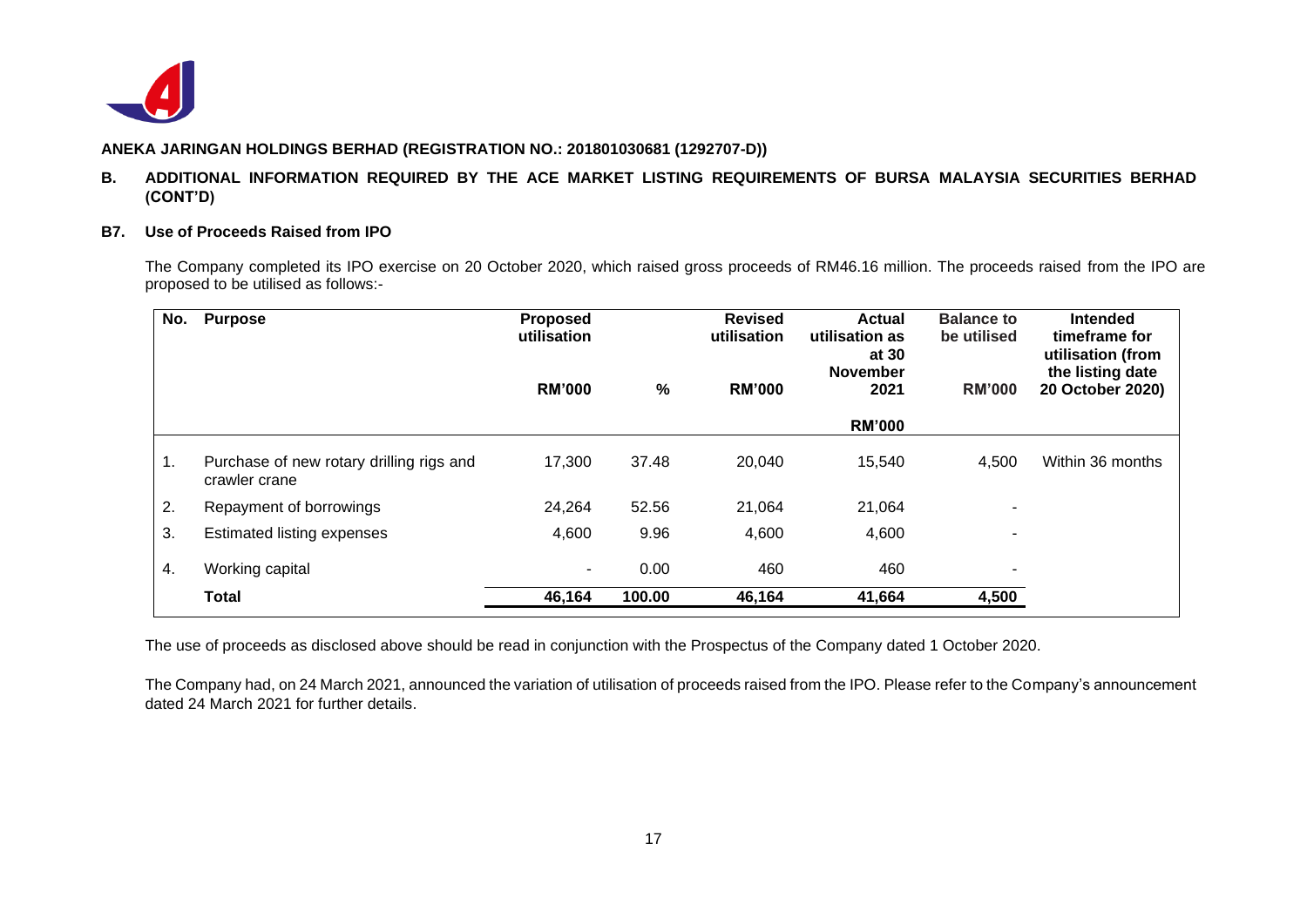**ANEKA JARINGAN HOLDINGS BERHAD (REGISTRATION NO.: 201801030681 (1292707-D))**

## B. ADDITIONAL INFORMATION REQUIRED BY THE ACE MARKET LISTING REQUIREMENTS OF BURSA MALAYSIA SECURITIES BERHAD (CONT'D)

### B7. Use of Proceeds Raised from IPO

The Company completed its IPO exercise on 20 October 2020, which raised gross proceeds of RM46.16 million. The proceeds raised from the IPO are proposed to be utilised as follows:-

| No. | Purpose | Proposed utilisation RM'000 | % | Revised utilisation RM'000 | Actual utilisation as at 30 November 2021 RM'000 | Balance to be utilised RM'000 | Intended timeframe for utilisation (from the listing date 20 October 2020) |
|---|---|---|---|---|---|---|---|
| 1. | Purchase of new rotary drilling rigs and crawler crane | 17,300 | 37.48 | 20,040 | 15,540 | 4,500 | Within 36 months |
| 2. | Repayment of borrowings | 24,264 | 52.56 | 21,064 | 21,064 | - | |
| 3. | Estimated listing expenses | 4,600 | 9.96 | 4,600 | 4,600 | - | |
| 4. | Working capital | - | 0.00 | 460 | 460 | - | |
| | **Total** | **46,164** | **100.00** | **46,164** | **41,664** | **4,500** | |

The use of proceeds as disclosed above should be read in conjunction with the Prospectus of the Company dated 1 October 2020.

The Company had, on 24 March 2021, announced the variation of utilisation of proceeds raised from the IPO. Please refer to the Company's announcement dated 24 March 2021 for further details.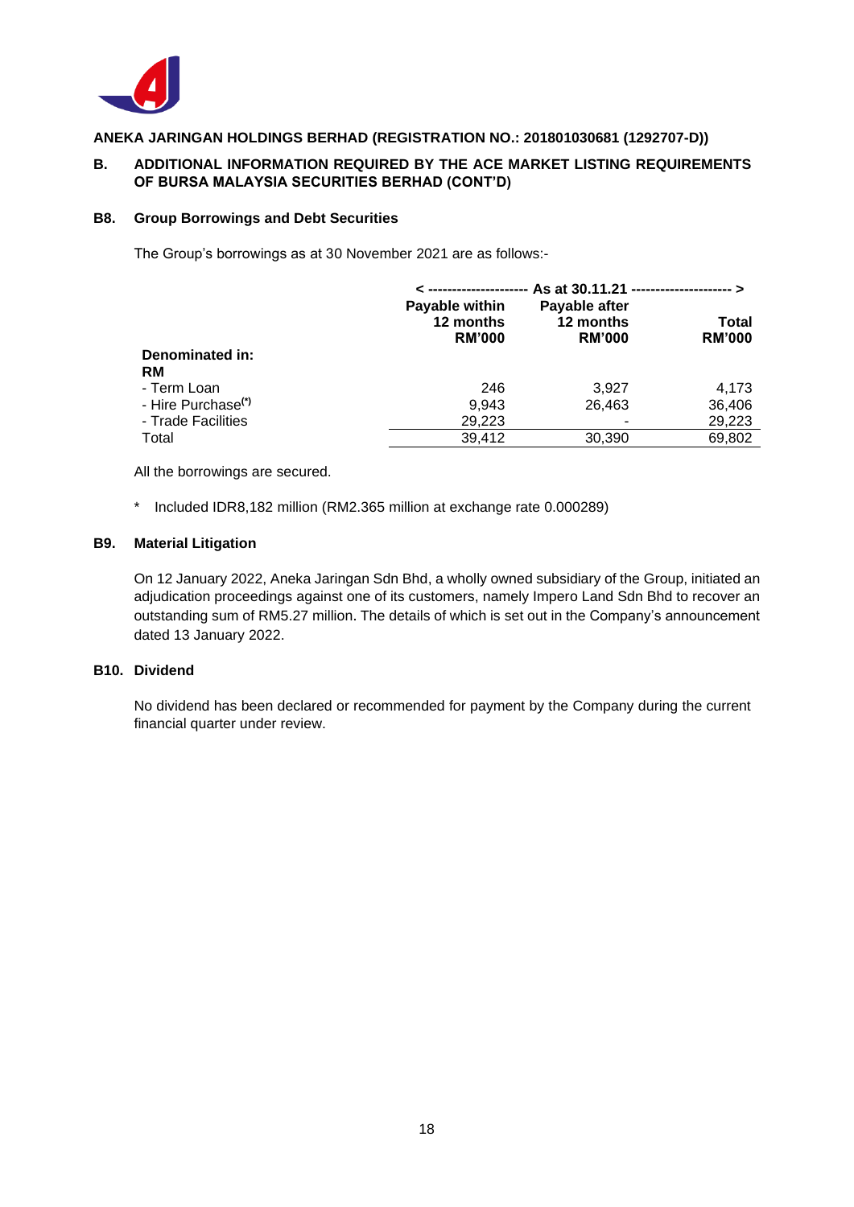**ANEKA JARINGAN HOLDINGS BERHAD (REGISTRATION NO.: 201801030681 (1292707-D))**

## B. ADDITIONAL INFORMATION REQUIRED BY THE ACE MARKET LISTING REQUIREMENTS OF BURSA MALAYSIA SECURITIES BERHAD (CONT'D)

### B8. Group Borrowings and Debt Securities

The Group's borrowings as at 30 November 2021 are as follows:-

| | < -------------------- As at 30.11.21 -------------------- > | | |
|---|---|---|---|
| | **Payable within 12 months RM'000** | **Payable after 12 months RM'000** | **Total RM'000** |
| **Denominated in:** | | | |
| **RM** | | | |
| - Term Loan | 246 | 3,927 | 4,173 |
| - Hire Purchase[*] | 9,943 | 26,463 | 36,406 |
| - Trade Facilities | 29,223 | - | 29,223 |
| Total | 39,412 | 30,390 | 69,802 |

All the borrowings are secured.

\* Included IDR8,182 million (RM2.365 million at exchange rate 0.000289)

### B9. Material Litigation

On 12 January 2022, Aneka Jaringan Sdn Bhd, a wholly owned subsidiary of the Group, initiated an adjudication proceedings against one of its customers, namely Impero Land Sdn Bhd to recover an outstanding sum of RM5.27 million. The details of which is set out in the Company's announcement dated 13 January 2022.

### B10. Dividend

No dividend has been declared or recommended for payment by the Company during the current financial quarter under review.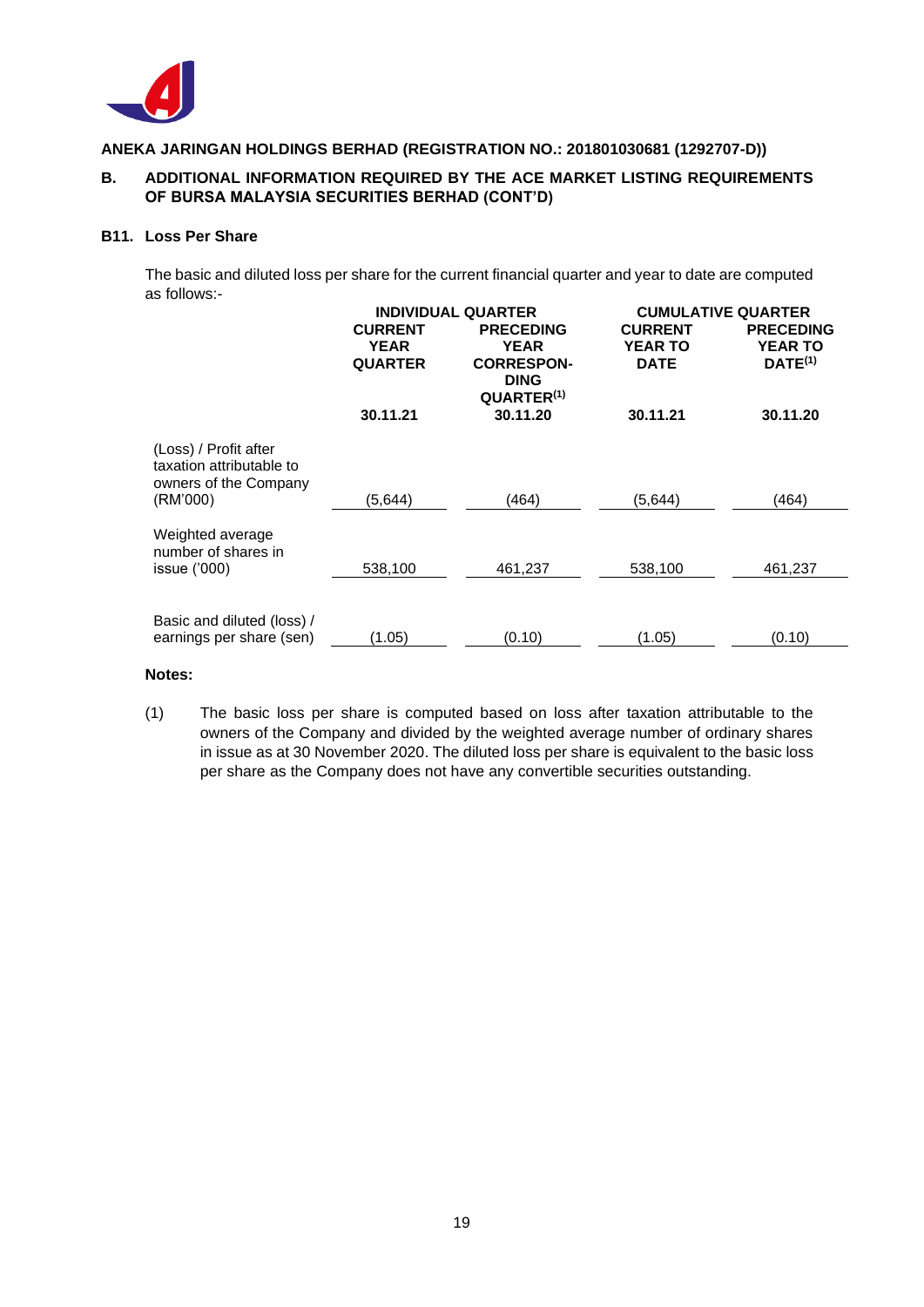**ANEKA JARINGAN HOLDINGS BERHAD (REGISTRATION NO.: 201801030681 (1292707-D))**

## B. ADDITIONAL INFORMATION REQUIRED BY THE ACE MARKET LISTING REQUIREMENTS OF BURSA MALAYSIA SECURITIES BERHAD (CONT'D)

### B11. Loss Per Share

The basic and diluted loss per share for the current financial quarter and year to date are computed as follows:-

| | INDIVIDUAL QUARTER | | CUMULATIVE QUARTER | |
|---|---|---|---|---|
| | CURRENT YEAR QUARTER | PRECEDING YEAR CORRESPONDING QUARTER[(1)] | CURRENT YEAR TO DATE | PRECEDING YEAR TO DATE[(1)] |
| | 30.11.21 | 30.11.20 | 30.11.21 | 30.11.20 |
| (Loss) / Profit after taxation attributable to owners of the Company (RM'000) | (5,644) | (464) | (5,644) | (464) |
| Weighted average number of shares in issue ('000) | 538,100 | 461,237 | 538,100 | 461,237 |
| Basic and diluted (loss) / earnings per share (sen) | (1.05) | (0.10) | (1.05) | (0.10) |

**Notes:**

(1) The basic loss per share is computed based on loss after taxation attributable to the owners of the Company and divided by the weighted average number of ordinary shares in issue as at 30 November 2020. The diluted loss per share is equivalent to the basic loss per share as the Company does not have any convertible securities outstanding.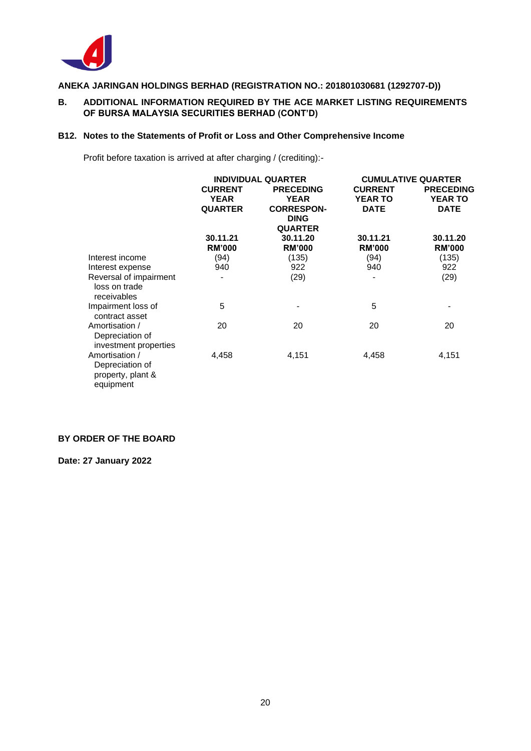**ANEKA JARINGAN HOLDINGS BERHAD (REGISTRATION NO.: 201801030681 (1292707-D))**

## B. ADDITIONAL INFORMATION REQUIRED BY THE ACE MARKET LISTING REQUIREMENTS OF BURSA MALAYSIA SECURITIES BERHAD (CONT'D)

### B12. Notes to the Statements of Profit or Loss and Other Comprehensive Income

Profit before taxation is arrived at after charging / (crediting):-

| | INDIVIDUAL QUARTER | | CUMULATIVE QUARTER | |
|---|---|---|---|---|
| | CURRENT YEAR QUARTER | PRECEDING YEAR CORRESPONDING QUARTER | CURRENT YEAR TO DATE | PRECEDING YEAR TO DATE |
| | 30.11.21 RM'000 | 30.11.20 RM'000 | 30.11.21 RM'000 | 30.11.20 RM'000 |
| Interest income | (94) | (135) | (94) | (135) |
| Interest expense | 940 | 922 | 940 | 922 |
| Reversal of impairment loss on trade receivables | - | (29) | - | (29) |
| Impairment loss of contract asset | 5 | - | 5 | - |
| Amortisation / Depreciation of investment properties | 20 | 20 | 20 | 20 |
| Amortisation / Depreciation of property, plant & equipment | 4,458 | 4,151 | 4,458 | 4,151 |

**BY ORDER OF THE BOARD**

**Date: 27 January 2022**